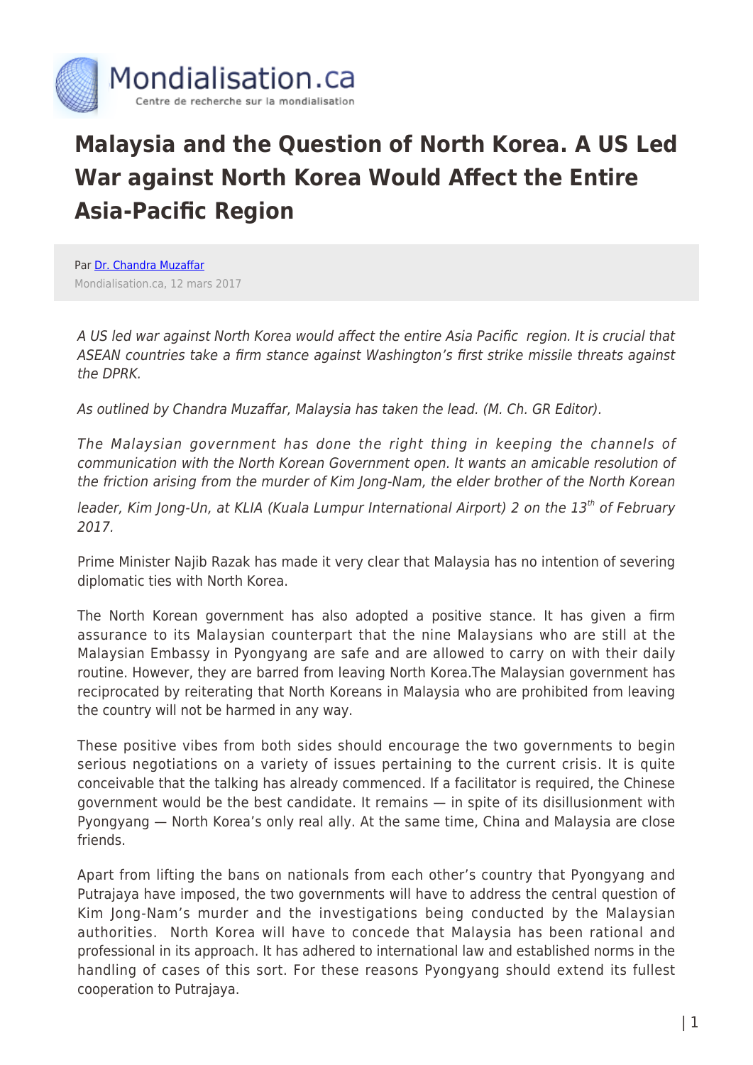# Malaysia and the Question of North Korea. A US Led War against North Korea Would Affect the Entire Asia-Pacific Region

Par Dr. Chandra Muzaffar
Mondialisation.ca, 12 mars 2017

*A US led war against North Korea would affect the entire Asia Pacific region. It is crucial that ASEAN countries take a firm stance against Washington's first strike missile threats against the DPRK.*

*As outlined by Chandra Muzaffar, Malaysia has taken the lead. (M. Ch. GR Editor).*

*The Malaysian government has done the right thing in keeping the channels of communication with the North Korean Government open. It wants an amicable resolution of the friction arising from the murder of Kim Jong-Nam, the elder brother of the North Korean leader, Kim Jong-Un, at KLIA (Kuala Lumpur International Airport) 2 on the 13th of February 2017.*

Prime Minister Najib Razak has made it very clear that Malaysia has no intention of severing diplomatic ties with North Korea.

The North Korean government has also adopted a positive stance. It has given a firm assurance to its Malaysian counterpart that the nine Malaysians who are still at the Malaysian Embassy in Pyongyang are safe and are allowed to carry on with their daily routine. However, they are barred from leaving North Korea.The Malaysian government has reciprocated by reiterating that North Koreans in Malaysia who are prohibited from leaving the country will not be harmed in any way.

These positive vibes from both sides should encourage the two governments to begin serious negotiations on a variety of issues pertaining to the current crisis. It is quite conceivable that the talking has already commenced. If a facilitator is required, the Chinese government would be the best candidate. It remains — in spite of its disillusionment with Pyongyang — North Korea's only real ally. At the same time, China and Malaysia are close friends.

Apart from lifting the bans on nationals from each other's country that Pyongyang and Putrajaya have imposed, the two governments will have to address the central question of Kim Jong-Nam's murder and the investigations being conducted by the Malaysian authorities. North Korea will have to concede that Malaysia has been rational and professional in its approach. It has adhered to international law and established norms in the handling of cases of this sort. For these reasons Pyongyang should extend its fullest cooperation to Putrajaya.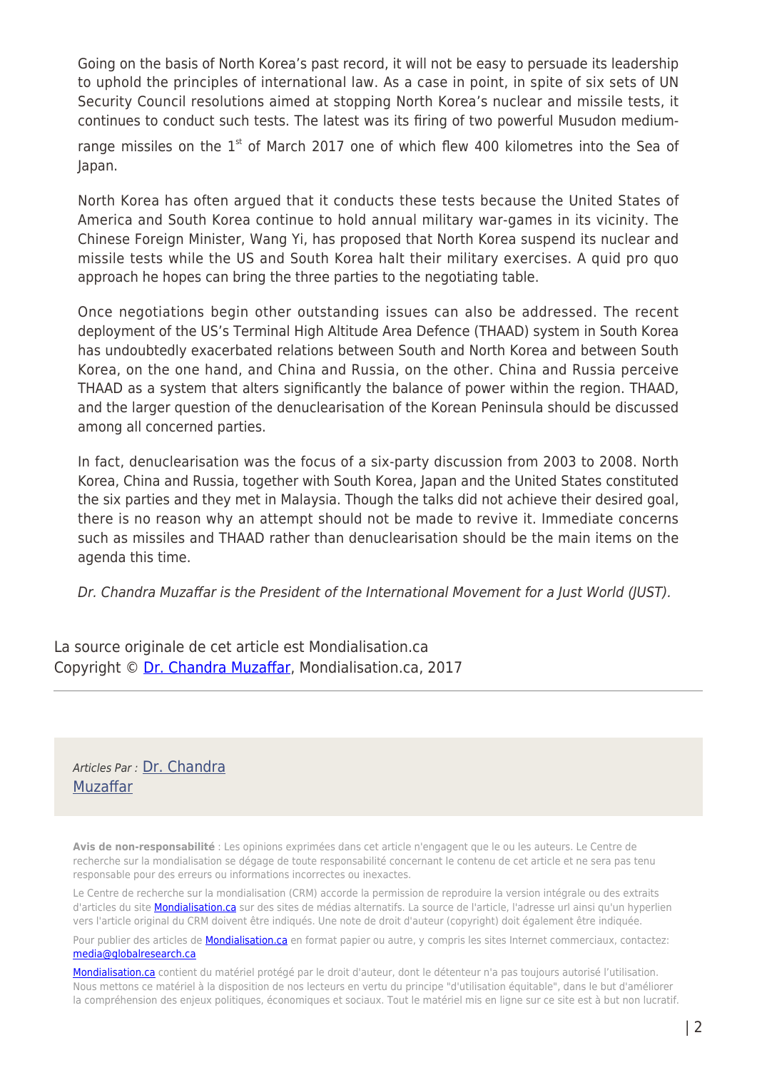Going on the basis of North Korea's past record, it will not be easy to persuade its leadership to uphold the principles of international law. As a case in point, in spite of six sets of UN Security Council resolutions aimed at stopping North Korea's nuclear and missile tests, it continues to conduct such tests. The latest was its firing of two powerful Musudon medium-range missiles on the 1st of March 2017 one of which flew 400 kilometres into the Sea of Japan.

North Korea has often argued that it conducts these tests because the United States of America and South Korea continue to hold annual military war-games in its vicinity. The Chinese Foreign Minister, Wang Yi, has proposed that North Korea suspend its nuclear and missile tests while the US and South Korea halt their military exercises. A quid pro quo approach he hopes can bring the three parties to the negotiating table.

Once negotiations begin other outstanding issues can also be addressed. The recent deployment of the US's Terminal High Altitude Area Defence (THAAD) system in South Korea has undoubtedly exacerbated relations between South and North Korea and between South Korea, on the one hand, and China and Russia, on the other. China and Russia perceive THAAD as a system that alters significantly the balance of power within the region. THAAD, and the larger question of the denuclearisation of the Korean Peninsula should be discussed among all concerned parties.

In fact, denuclearisation was the focus of a six-party discussion from 2003 to 2008. North Korea, China and Russia, together with South Korea, Japan and the United States constituted the six parties and they met in Malaysia. Though the talks did not achieve their desired goal, there is no reason why an attempt should not be made to revive it. Immediate concerns such as missiles and THAAD rather than denuclearisation should be the main items on the agenda this time.

*Dr. Chandra Muzaffar is the President of the International Movement for a Just World (JUST).*

La source originale de cet article est Mondialisation.ca
Copyright © Dr. Chandra Muzaffar, Mondialisation.ca, 2017

---

*Articles Par :* Dr. Chandra Muzaffar

**Avis de non-responsabilité** : Les opinions exprimées dans cet article n'engagent que le ou les auteurs. Le Centre de recherche sur la mondialisation se dégage de toute responsabilité concernant le contenu de cet article et ne sera pas tenu responsable pour des erreurs ou informations incorrectes ou inexactes.

Le Centre de recherche sur la mondialisation (CRM) accorde la permission de reproduire la version intégrale ou des extraits d'articles du site Mondialisation.ca sur des sites de médias alternatifs. La source de l'article, l'adresse url ainsi qu'un hyperlien vers l'article original du CRM doivent être indiqués. Une note de droit d'auteur (copyright) doit également être indiquée.

Pour publier des articles de Mondialisation.ca en format papier ou autre, y compris les sites Internet commerciaux, contactez: media@globalresearch.ca

Mondialisation.ca contient du matériel protégé par le droit d'auteur, dont le détenteur n'a pas toujours autorisé l'utilisation. Nous mettons ce matériel à la disposition de nos lecteurs en vertu du principe "d'utilisation équitable", dans le but d'améliorer la compréhension des enjeux politiques, économiques et sociaux. Tout le matériel mis en ligne sur ce site est à but non lucratif.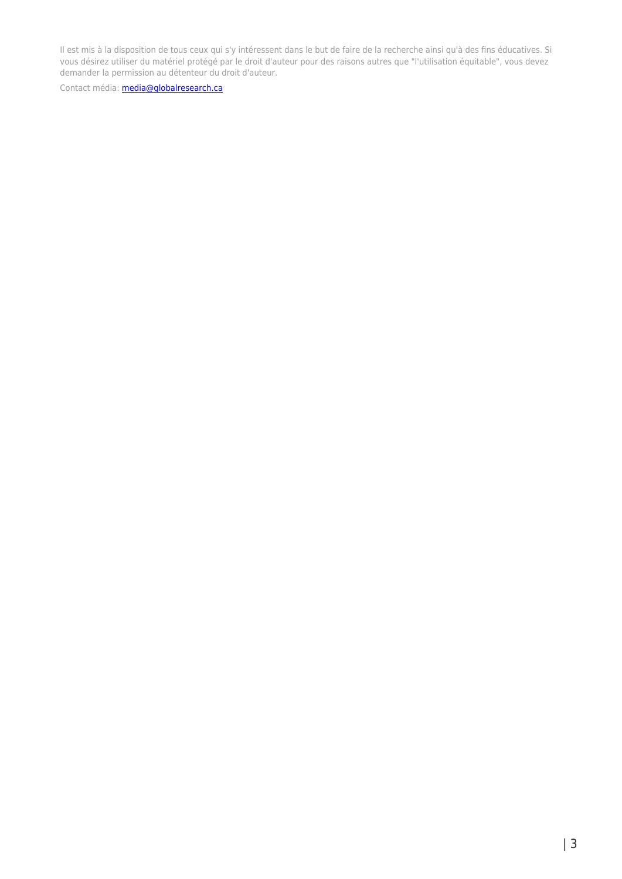Il est mis à la disposition de tous ceux qui s'y intéressent dans le but de faire de la recherche ainsi qu'à des fins éducatives. Si vous désirez utiliser du matériel protégé par le droit d'auteur pour des raisons autres que "l'utilisation équitable", vous devez demander la permission au détenteur du droit d'auteur.

Contact média: [media@globalresearch.ca](mailto:media@globalresearch.ca)